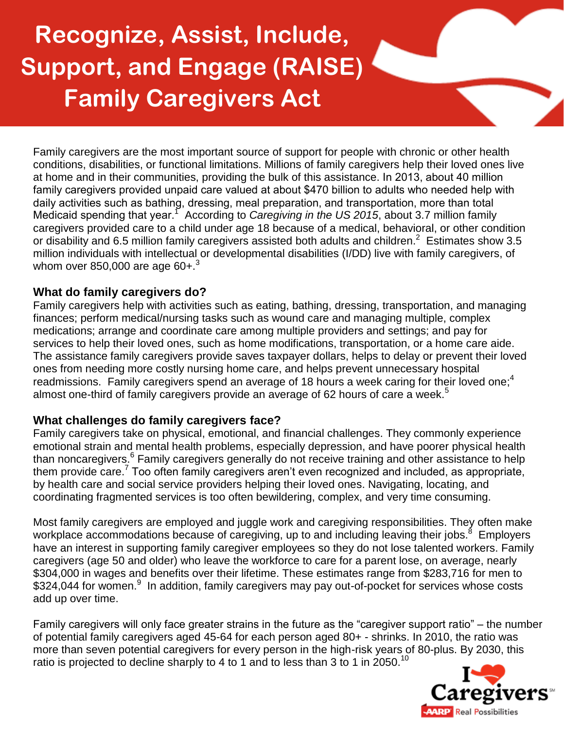# Recognize, Assist, Include, Support, and Engage (RAISE) Family Caregivers Act

Family caregivers are the most important source of support for people with chronic or other health conditions, disabilities, or functional limitations. Millions of family caregivers help their loved ones live at home and in their communities, providing the bulk of this assistance. In 2013, about 40 million family caregivers provided unpaid care valued at about $470 billion to adults who needed help with daily activities such as bathing, dressing, meal preparation, and transportation, more than total Medicaid spending that year.[1] According to *Caregiving in the US 2015*, about 3.7 million family caregivers provided care to a child under age 18 because of a medical, behavioral, or other condition or disability and 6.5 million family caregivers assisted both adults and children.[2] Estimates show 3.5 million individuals with intellectual or developmental disabilities (I/DD) live with family caregivers, of whom over 850,000 are age 60+.[3]

## What do family caregivers do?

Family caregivers help with activities such as eating, bathing, dressing, transportation, and managing finances; perform medical/nursing tasks such as wound care and managing multiple, complex medications; arrange and coordinate care among multiple providers and settings; and pay for services to help their loved ones, such as home modifications, transportation, or a home care aide. The assistance family caregivers provide saves taxpayer dollars, helps to delay or prevent their loved ones from needing more costly nursing home care, and helps prevent unnecessary hospital readmissions. Family caregivers spend an average of 18 hours a week caring for their loved one;[4] almost one-third of family caregivers provide an average of 62 hours of care a week.[5]

## What challenges do family caregivers face?

Family caregivers take on physical, emotional, and financial challenges. They commonly experience emotional strain and mental health problems, especially depression, and have poorer physical health than noncaregivers.[6] Family caregivers generally do not receive training and other assistance to help them provide care.[7] Too often family caregivers aren't even recognized and included, as appropriate, by health care and social service providers helping their loved ones. Navigating, locating, and coordinating fragmented services is too often bewildering, complex, and very time consuming.

Most family caregivers are employed and juggle work and caregiving responsibilities. They often make workplace accommodations because of caregiving, up to and including leaving their jobs.[8] Employers have an interest in supporting family caregiver employees so they do not lose talented workers. Family caregivers (age 50 and older) who leave the workforce to care for a parent lose, on average, nearly $304,000 in wages and benefits over their lifetime. These estimates range from $283,716 for men to $324,044 for women.[9] In addition, family caregivers may pay out-of-pocket for services whose costs add up over time.

Family caregivers will only face greater strains in the future as the "caregiver support ratio" – the number of potential family caregivers aged 45-64 for each person aged 80+ - shrinks. In 2010, the ratio was more than seven potential caregivers for every person in the high-risk years of 80-plus. By 2030, this ratio is projected to decline sharply to 4 to 1 and to less than 3 to 1 in 2050.[10]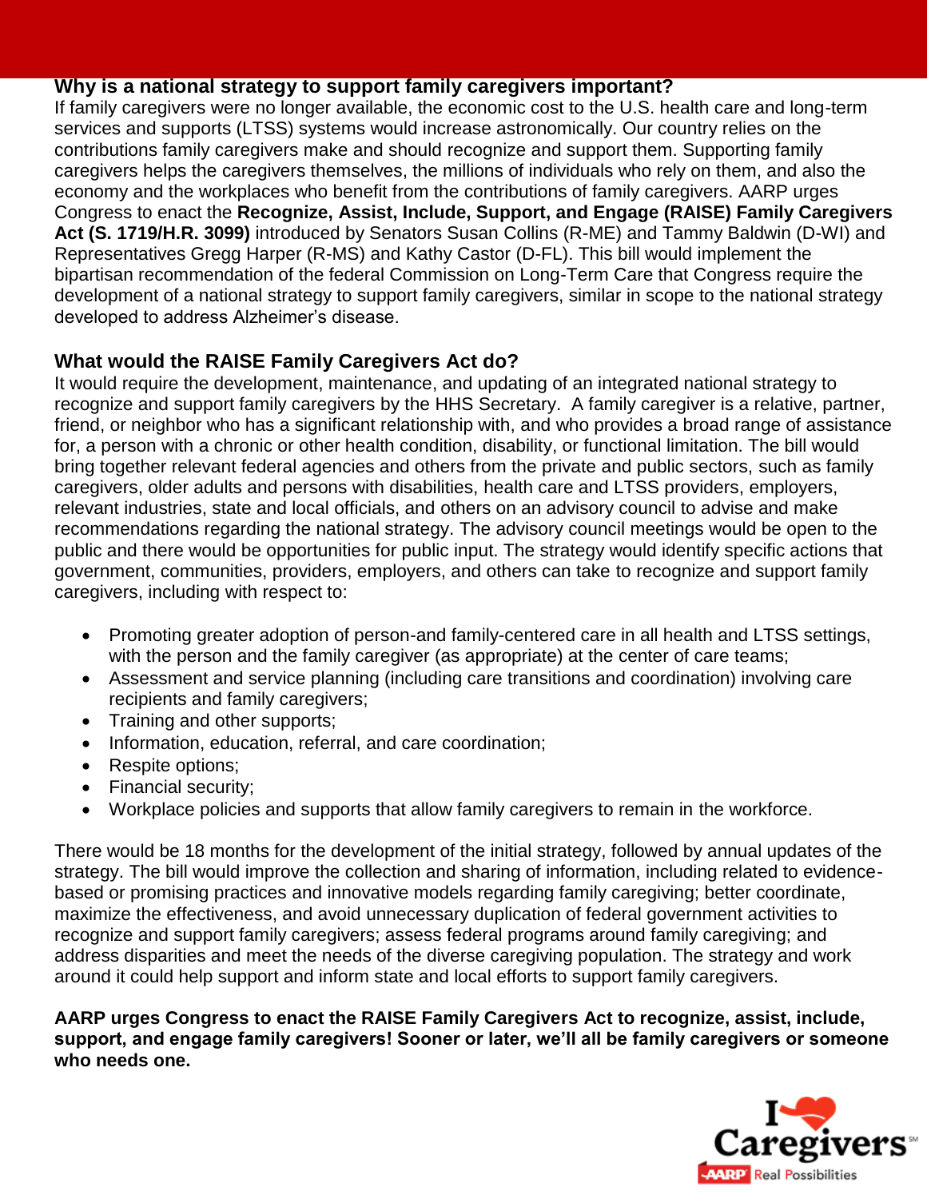## Why is a national strategy to support family caregivers important?

If family caregivers were no longer available, the economic cost to the U.S. health care and long-term services and supports (LTSS) systems would increase astronomically. Our country relies on the contributions family caregivers make and should recognize and support them. Supporting family caregivers helps the caregivers themselves, the millions of individuals who rely on them, and also the economy and the workplaces who benefit from the contributions of family caregivers. AARP urges Congress to enact the **Recognize, Assist, Include, Support, and Engage (RAISE) Family Caregivers Act (S. 1719/H.R. 3099)** introduced by Senators Susan Collins (R-ME) and Tammy Baldwin (D-WI) and Representatives Gregg Harper (R-MS) and Kathy Castor (D-FL). This bill would implement the bipartisan recommendation of the federal Commission on Long-Term Care that Congress require the development of a national strategy to support family caregivers, similar in scope to the national strategy developed to address Alzheimer's disease.

## What would the RAISE Family Caregivers Act do?

It would require the development, maintenance, and updating of an integrated national strategy to recognize and support family caregivers by the HHS Secretary. A family caregiver is a relative, partner, friend, or neighbor who has a significant relationship with, and who provides a broad range of assistance for, a person with a chronic or other health condition, disability, or functional limitation. The bill would bring together relevant federal agencies and others from the private and public sectors, such as family caregivers, older adults and persons with disabilities, health care and LTSS providers, employers, relevant industries, state and local officials, and others on an advisory council to advise and make recommendations regarding the national strategy. The advisory council meetings would be open to the public and there would be opportunities for public input. The strategy would identify specific actions that government, communities, providers, employers, and others can take to recognize and support family caregivers, including with respect to:

- Promoting greater adoption of person-and family-centered care in all health and LTSS settings, with the person and the family caregiver (as appropriate) at the center of care teams;
- Assessment and service planning (including care transitions and coordination) involving care recipients and family caregivers;
- Training and other supports;
- Information, education, referral, and care coordination;
- Respite options;
- Financial security;
- Workplace policies and supports that allow family caregivers to remain in the workforce.

There would be 18 months for the development of the initial strategy, followed by annual updates of the strategy. The bill would improve the collection and sharing of information, including related to evidence-based or promising practices and innovative models regarding family caregiving; better coordinate, maximize the effectiveness, and avoid unnecessary duplication of federal government activities to recognize and support family caregivers; assess federal programs around family caregiving; and address disparities and meet the needs of the diverse caregiving population. The strategy and work around it could help support and inform state and local efforts to support family caregivers.

**AARP urges Congress to enact the RAISE Family Caregivers Act to recognize, assist, include, support, and engage family caregivers! Sooner or later, we'll all be family caregivers or someone who needs one.**

I ❤ Caregivers℠ AARP Real Possibilities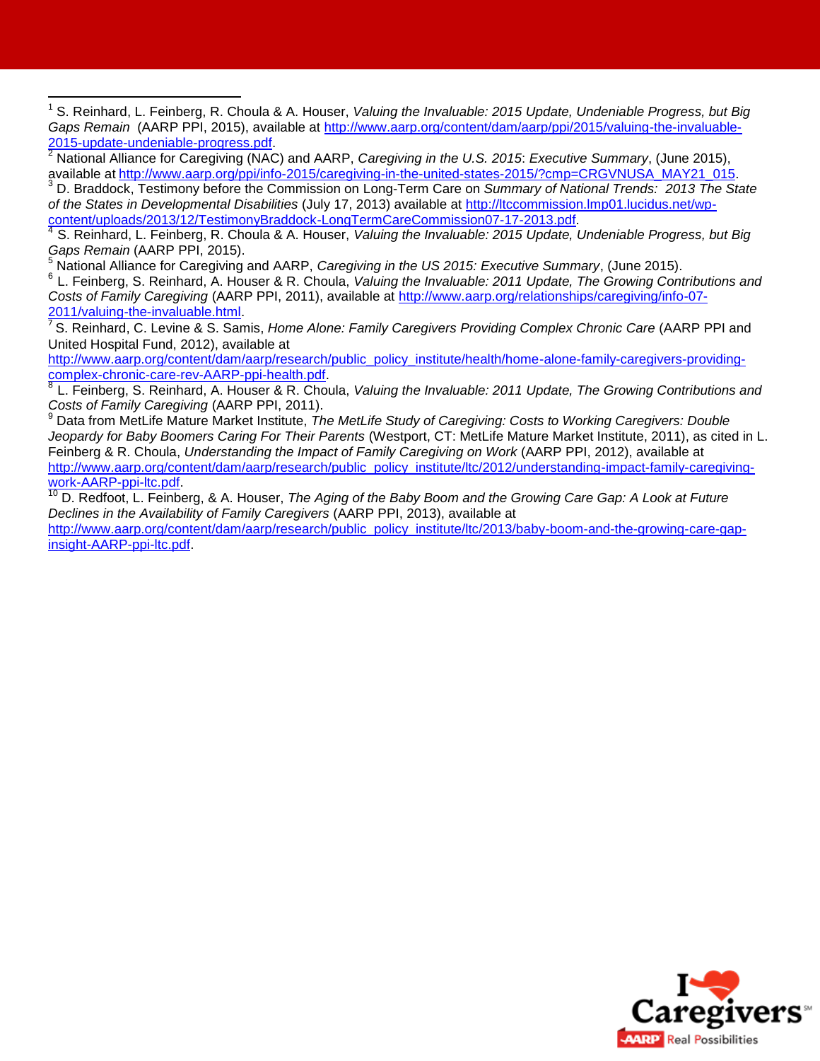[1] S. Reinhard, L. Feinberg, R. Choula & A. Houser, *Valuing the Invaluable: 2015 Update, Undeniable Progress, but Big Gaps Remain* (AARP PPI, 2015), available at http://www.aarp.org/content/dam/aarp/ppi/2015/valuing-the-invaluable-2015-update-undeniable-progress.pdf.

[2] National Alliance for Caregiving (NAC) and AARP, *Caregiving in the U.S. 2015*: *Executive Summary*, (June 2015), available at http://www.aarp.org/ppi/info-2015/caregiving-in-the-united-states-2015/?cmp=CRGVNUSA_MAY21_015.

[3] D. Braddock, Testimony before the Commission on Long-Term Care on *Summary of National Trends: 2013 The State of the States in Developmental Disabilities* (July 17, 2013) available at http://ltccommission.lmp01.lucidus.net/wp-content/uploads/2013/12/TestimonyBraddock-LongTermCareCommission07-17-2013.pdf.

[4] S. Reinhard, L. Feinberg, R. Choula & A. Houser, *Valuing the Invaluable: 2015 Update, Undeniable Progress, but Big Gaps Remain* (AARP PPI, 2015).

[5] National Alliance for Caregiving and AARP, *Caregiving in the US 2015: Executive Summary*, (June 2015).

[6] L. Feinberg, S. Reinhard, A. Houser & R. Choula, *Valuing the Invaluable: 2011 Update, The Growing Contributions and Costs of Family Caregiving* (AARP PPI, 2011), available at http://www.aarp.org/relationships/caregiving/info-07-2011/valuing-the-invaluable.html.

[7] S. Reinhard, C. Levine & S. Samis, *Home Alone: Family Caregivers Providing Complex Chronic Care* (AARP PPI and United Hospital Fund, 2012), available at http://www.aarp.org/content/dam/aarp/research/public_policy_institute/health/home-alone-family-caregivers-providing-complex-chronic-care-rev-AARP-ppi-health.pdf.

[8] L. Feinberg, S. Reinhard, A. Houser & R. Choula, *Valuing the Invaluable: 2011 Update, The Growing Contributions and Costs of Family Caregiving* (AARP PPI, 2011).

[9] Data from MetLife Mature Market Institute, *The MetLife Study of Caregiving: Costs to Working Caregivers: Double Jeopardy for Baby Boomers Caring For Their Parents* (Westport, CT: MetLife Mature Market Institute, 2011), as cited in L. Feinberg & R. Choula, *Understanding the Impact of Family Caregiving on Work* (AARP PPI, 2012), available at http://www.aarp.org/content/dam/aarp/research/public_policy_institute/ltc/2012/understanding-impact-family-caregiving-work-AARP-ppi-ltc.pdf.

[10] D. Redfoot, L. Feinberg, & A. Houser, *The Aging of the Baby Boom and the Growing Care Gap: A Look at Future Declines in the Availability of Family Caregivers* (AARP PPI, 2013), available at http://www.aarp.org/content/dam/aarp/research/public_policy_institute/ltc/2013/baby-boom-and-the-growing-care-gap-insight-AARP-ppi-ltc.pdf.